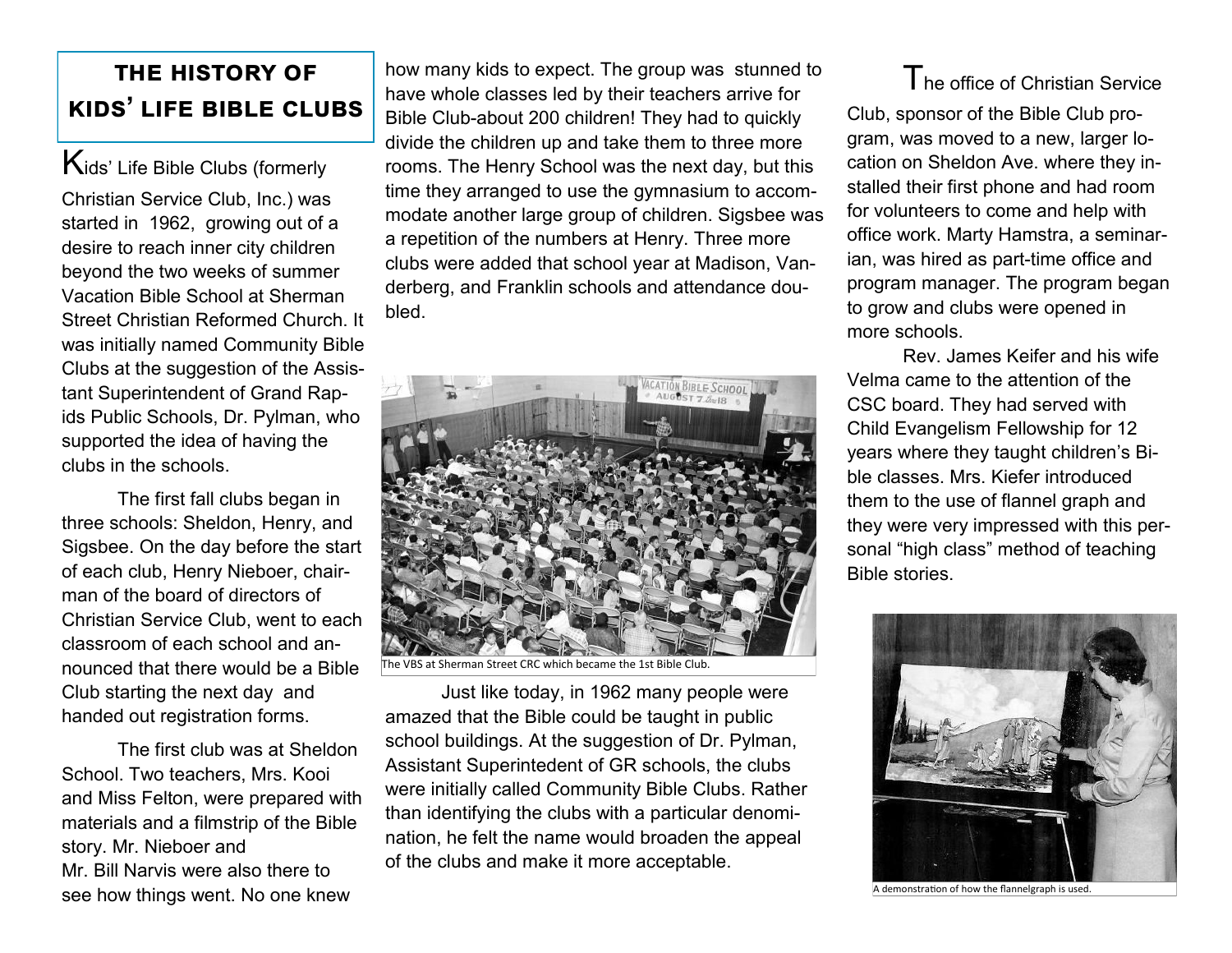## THE HISTORY OF KIDS' LIFE BIBLE CLUBS

Kids' Life Bible Clubs (formerly Christian Service Club, Inc.) was started in 1962, growing out of a desire to reach inner city children beyond the two weeks of summer Vacation Bible School at Sherman Street Christian Reformed Church. It was initially named Community Bible Clubs at the suggestion of the Assistant Superintendent of Grand Rapids Public Schools, Dr. Pylman, who supported the idea of having the clubs in the schools.

The first fall clubs began in three schools: Sheldon, Henry, and Sigsbee. On the day before the start of each club, Henry Nieboer, chairman of the board of directors of Christian Service Club, went to each classroom of each school and announced that there would be a Bible Club starting the next day and handed out registration forms.

The first club was at Sheldon School. Two teachers, Mrs. Kooi and Miss Felton, were prepared with materials and a filmstrip of the Bible story. Mr. Nieboer and Mr. Bill Narvis were also there to see how things went. No one knew how many kids to expect. The group was stunned to have whole classes led by their teachers arrive for Bible Club-about 200 children! They had to quickly divide the children up and take them to three more rooms. The Henry School was the next day, but this time they arranged to use the gymnasium to accommodate another large group of children. Sigsbee was a repetition of the numbers at Henry. Three more clubs were added that school year at Madison, Vanderberg, and Franklin schools and attendance doubled.

The VBS at Sherman Street CRC which became the 1st Bible Club.

Just like today, in 1962 many people were amazed that the Bible could be taught in public school buildings. At the suggestion of Dr. Pylman, Assistant Superintedent of GR schools, the clubs were initially called Community Bible Clubs. Rather than identifying the clubs with a particular denomination, he felt the name would broaden the appeal of the clubs and make it more acceptable.

The office of Christian Service Club, sponsor of the Bible Club program, was moved to a new, larger location on Sheldon Ave. where they installed their first phone and had room for volunteers to come and help with office work. Marty Hamstra, a seminarian, was hired as part-time office and program manager. The program began to grow and clubs were opened in more schools.

Rev. James Keifer and his wife Velma came to the attention of the CSC board. They had served with Child Evangelism Fellowship for 12 years where they taught children's Bible classes. Mrs. Kiefer introduced them to the use of flannel graph and they were very impressed with this personal "high class" method of teaching Bible stories.

A demonstration of how the flannelgraph is used.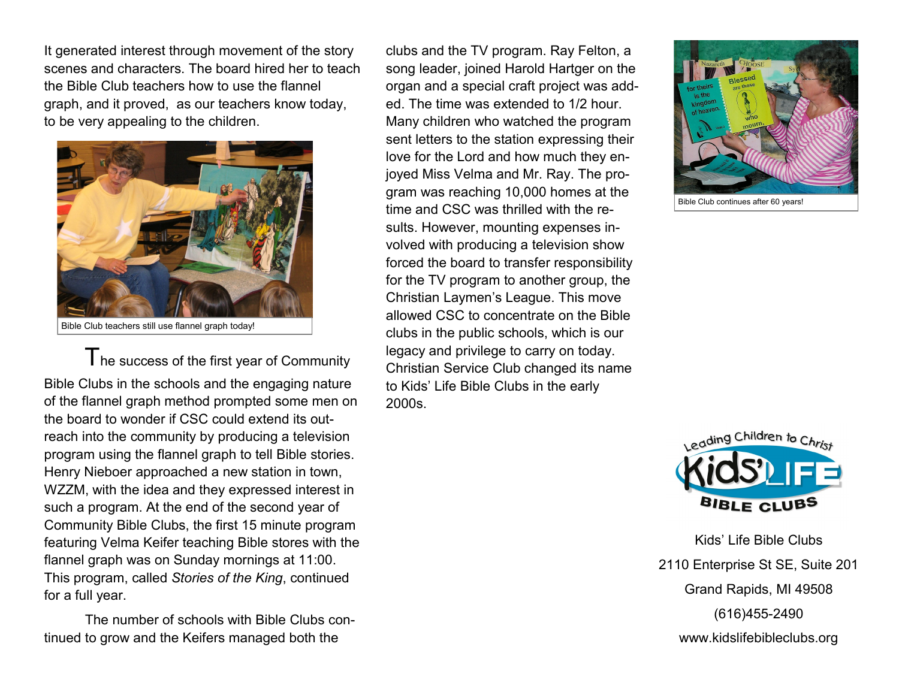It generated interest through movement of the story scenes and characters. The board hired her to teach the Bible Club teachers how to use the flannel graph, and it proved, as our teachers know today, to be very appealing to the children.

Bible Club teachers still use flannel graph today!

The success of the first year of Community Bible Clubs in the schools and the engaging nature of the flannel graph method prompted some men on the board to wonder if CSC could extend its outreach into the community by producing a television program using the flannel graph to tell Bible stories. Henry Nieboer approached a new station in town, WZZM, with the idea and they expressed interest in such a program. At the end of the second year of Community Bible Clubs, the first 15 minute program featuring Velma Keifer teaching Bible stores with the flannel graph was on Sunday mornings at 11:00. This program, called *Stories of the King*, continued for a full year.

The number of schools with Bible Clubs continued to grow and the Keifers managed both the clubs and the TV program. Ray Felton, a song leader, joined Harold Hartger on the organ and a special craft project was added. The time was extended to 1/2 hour. Many children who watched the program sent letters to the station expressing their love for the Lord and how much they enjoyed Miss Velma and Mr. Ray. The program was reaching 10,000 homes at the time and CSC was thrilled with the results. However, mounting expenses involved with producing a television show forced the board to transfer responsibility for the TV program to another group, the Christian Laymen's League. This move allowed CSC to concentrate on the Bible clubs in the public schools, which is our legacy and privilege to carry on today. Christian Service Club changed its name to Kids' Life Bible Clubs in the early 2000s.

Bible Club continues after 60 years!

Leading Children to Christ

Kids' LIFE BIBLE CLUBS

Kids' Life Bible Clubs

2110 Enterprise St SE, Suite 201

Grand Rapids, MI 49508

(616)455-2490

www.kidslifebibleclubs.org